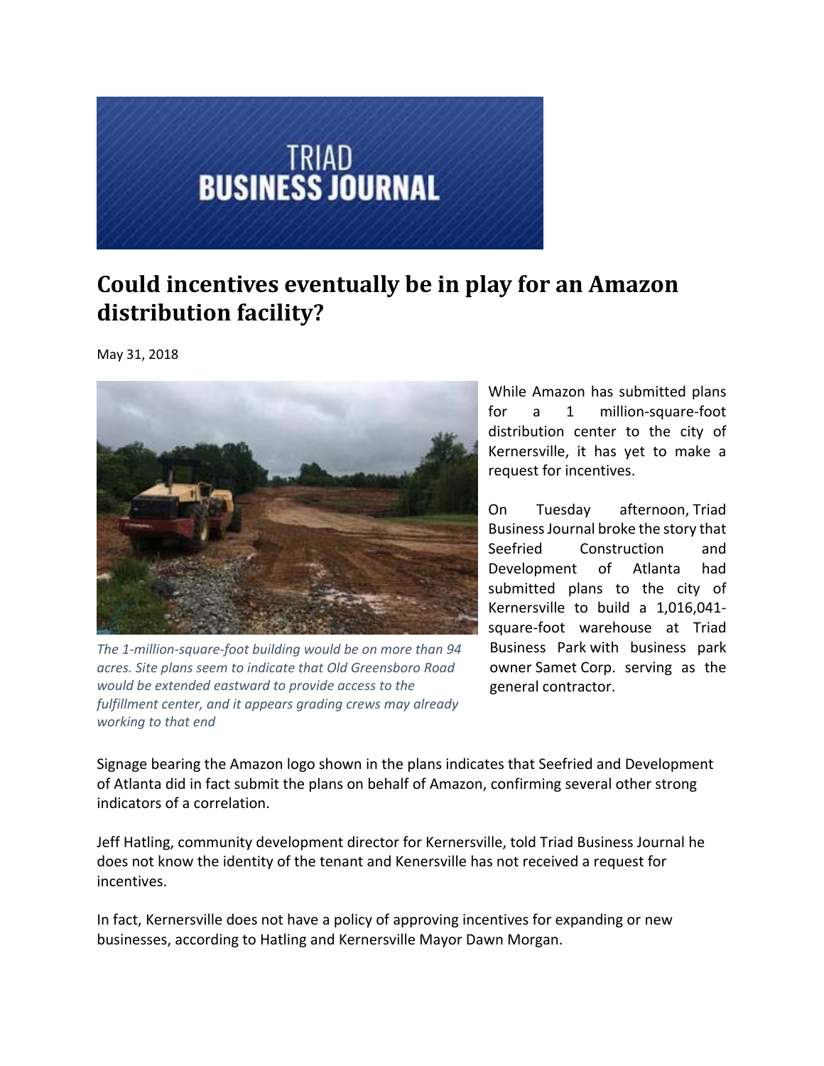TRIAD BUSINESS JOURNAL

# Could incentives eventually be in play for an Amazon distribution facility?

May 31, 2018

*The 1-million-square-foot building would be on more than 94 acres. Site plans seem to indicate that Old Greensboro Road would be extended eastward to provide access to the fulfillment center, and it appears grading crews may already working to that end*

While Amazon has submitted plans for a 1 million-square-foot distribution center to the city of Kernersville, it has yet to make a request for incentives.

On Tuesday afternoon, Triad Business Journal broke the story that Seefried Construction and Development of Atlanta had submitted plans to the city of Kernersville to build a 1,016,041-square-foot warehouse at Triad Business Park with business park owner Samet Corp. serving as the general contractor.

Signage bearing the Amazon logo shown in the plans indicates that Seefried and Development of Atlanta did in fact submit the plans on behalf of Amazon, confirming several other strong indicators of a correlation.

Jeff Hatling, community development director for Kernersville, told Triad Business Journal he does not know the identity of the tenant and Kenersville has not received a request for incentives.

In fact, Kernersville does not have a policy of approving incentives for expanding or new businesses, according to Hatling and Kernersville Mayor Dawn Morgan.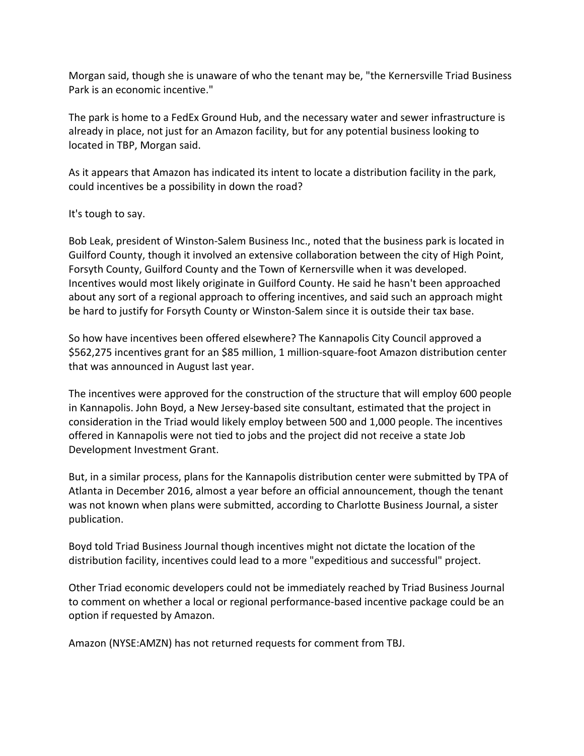Morgan said, though she is unaware of who the tenant may be, "the Kernersville Triad Business Park is an economic incentive."

The park is home to a FedEx Ground Hub, and the necessary water and sewer infrastructure is already in place, not just for an Amazon facility, but for any potential business looking to located in TBP, Morgan said.

As it appears that Amazon has indicated its intent to locate a distribution facility in the park, could incentives be a possibility in down the road?

It's tough to say.

Bob Leak, president of Winston-Salem Business Inc., noted that the business park is located in Guilford County, though it involved an extensive collaboration between the city of High Point, Forsyth County, Guilford County and the Town of Kernersville when it was developed. Incentives would most likely originate in Guilford County. He said he hasn't been approached about any sort of a regional approach to offering incentives, and said such an approach might be hard to justify for Forsyth County or Winston-Salem since it is outside their tax base.

So how have incentives been offered elsewhere? The Kannapolis City Council approved a $562,275 incentives grant for an $85 million, 1 million-square-foot Amazon distribution center that was announced in August last year.

The incentives were approved for the construction of the structure that will employ 600 people in Kannapolis. John Boyd, a New Jersey-based site consultant, estimated that the project in consideration in the Triad would likely employ between 500 and 1,000 people. The incentives offered in Kannapolis were not tied to jobs and the project did not receive a state Job Development Investment Grant.

But, in a similar process, plans for the Kannapolis distribution center were submitted by TPA of Atlanta in December 2016, almost a year before an official announcement, though the tenant was not known when plans were submitted, according to Charlotte Business Journal, a sister publication.

Boyd told Triad Business Journal though incentives might not dictate the location of the distribution facility, incentives could lead to a more "expeditious and successful" project.

Other Triad economic developers could not be immediately reached by Triad Business Journal to comment on whether a local or regional performance-based incentive package could be an option if requested by Amazon.

Amazon (NYSE:AMZN) has not returned requests for comment from TBJ.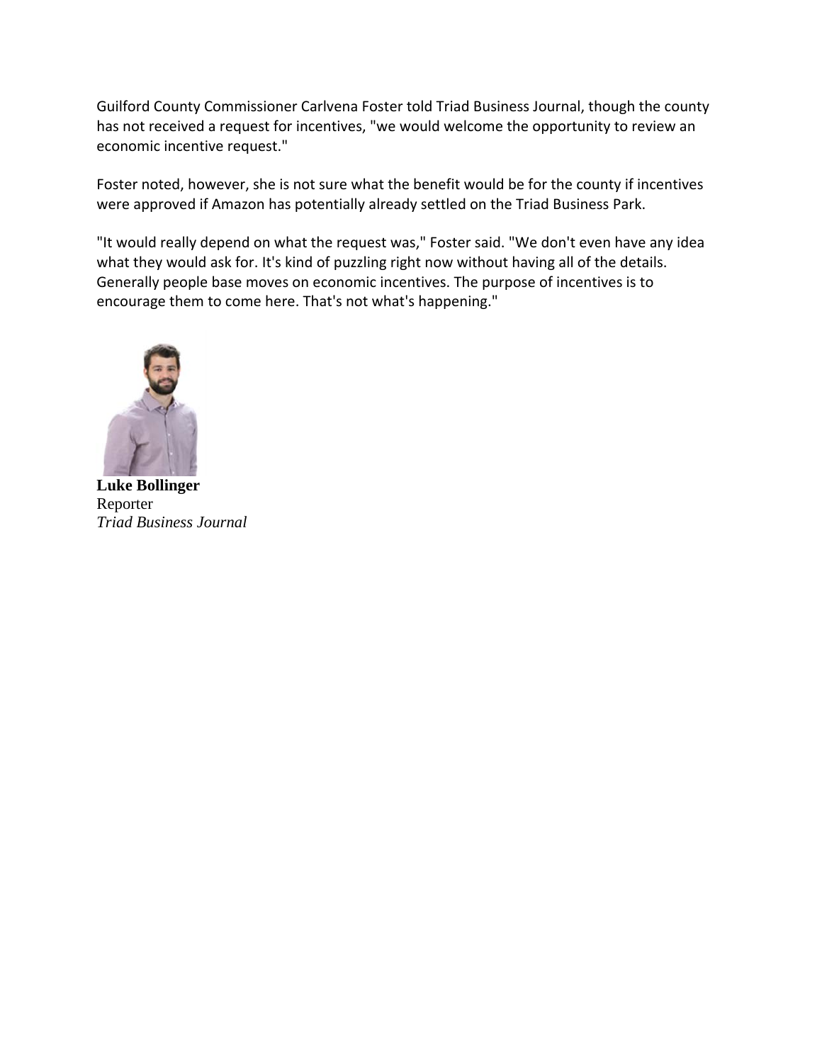Guilford County Commissioner Carlvena Foster told Triad Business Journal, though the county has not received a request for incentives, "we would welcome the opportunity to review an economic incentive request."

Foster noted, however, she is not sure what the benefit would be for the county if incentives were approved if Amazon has potentially already settled on the Triad Business Park.

"It would really depend on what the request was," Foster said. "We don't even have any idea what they would ask for. It's kind of puzzling right now without having all of the details. Generally people base moves on economic incentives. The purpose of incentives is to encourage them to come here. That's not what's happening."

**Luke Bollinger**
Reporter
*Triad Business Journal*